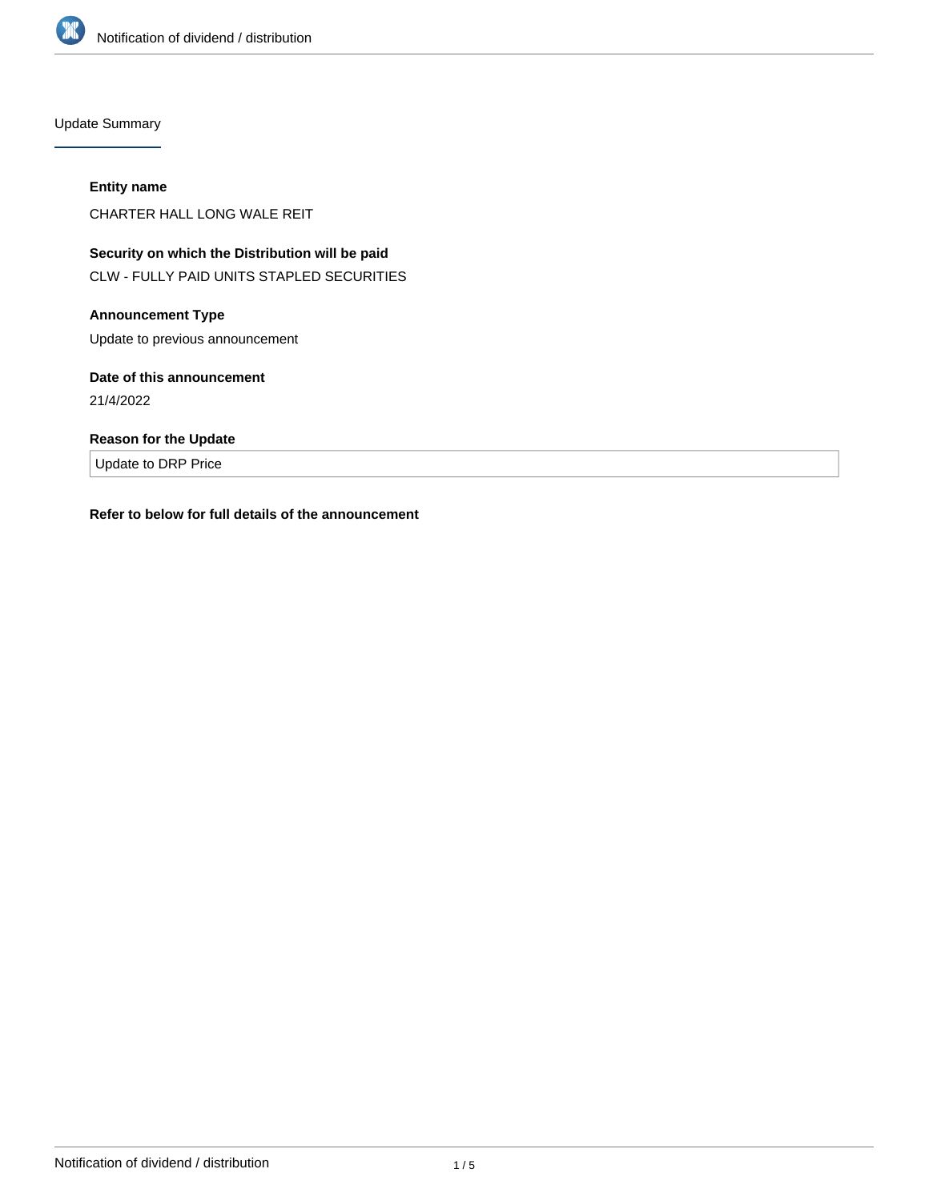Update Summary

**Entity name**

CHARTER HALL LONG WALE REIT

**Security on which the Distribution will be paid**

CLW - FULLY PAID UNITS STAPLED SECURITIES

**Announcement Type**

Update to previous announcement

**Date of this announcement**

21/4/2022

**Reason for the Update**

Update to DRP Price

**Refer to below for full details of the announcement**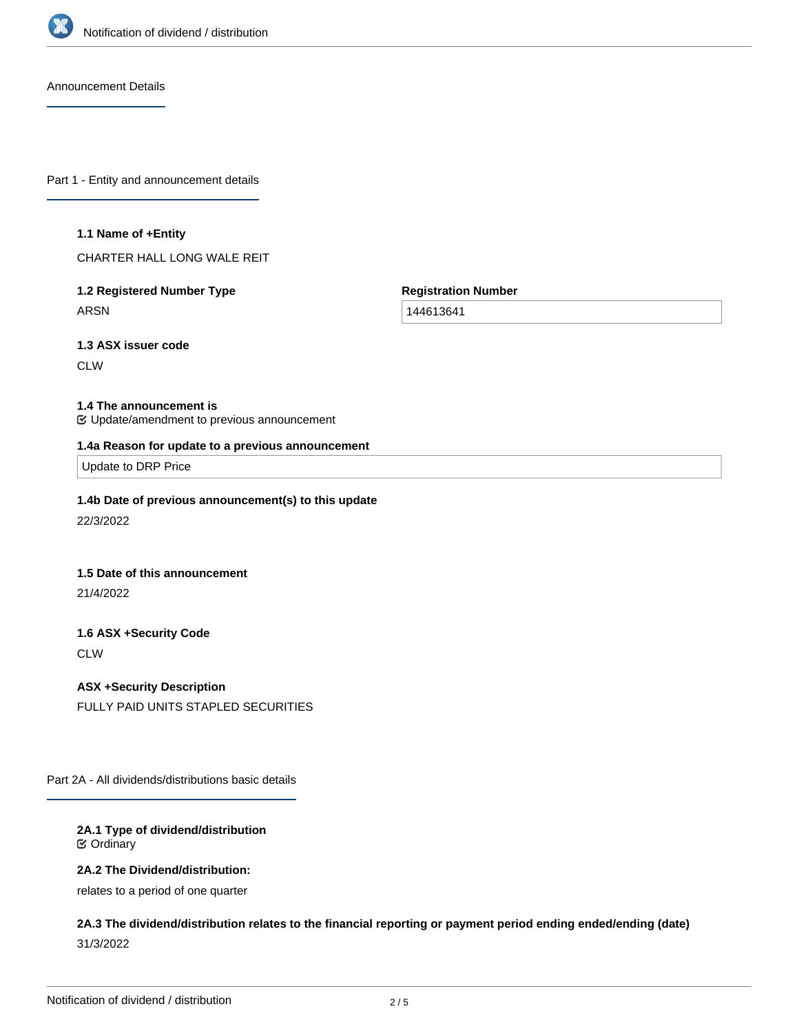## Announcement Details

## Part 1 - Entity and announcement details

**1.1 Name of +Entity**

CHARTER HALL LONG WALE REIT

**1.2 Registered Number Type**

ARSN

**Registration Number**

144613641

**1.3 ASX issuer code**

CLW

**1.4 The announcement is**

Update/amendment to previous announcement

**1.4a Reason for update to a previous announcement**

Update to DRP Price

**1.4b Date of previous announcement(s) to this update**

22/3/2022

**1.5 Date of this announcement**

21/4/2022

**1.6 ASX +Security Code**

CLW

**ASX +Security Description**

FULLY PAID UNITS STAPLED SECURITIES

## Part 2A - All dividends/distributions basic details

**2A.1 Type of dividend/distribution**

Ordinary

**2A.2 The Dividend/distribution:**

relates to a period of one quarter

**2A.3 The dividend/distribution relates to the financial reporting or payment period ending ended/ending (date)**

31/3/2022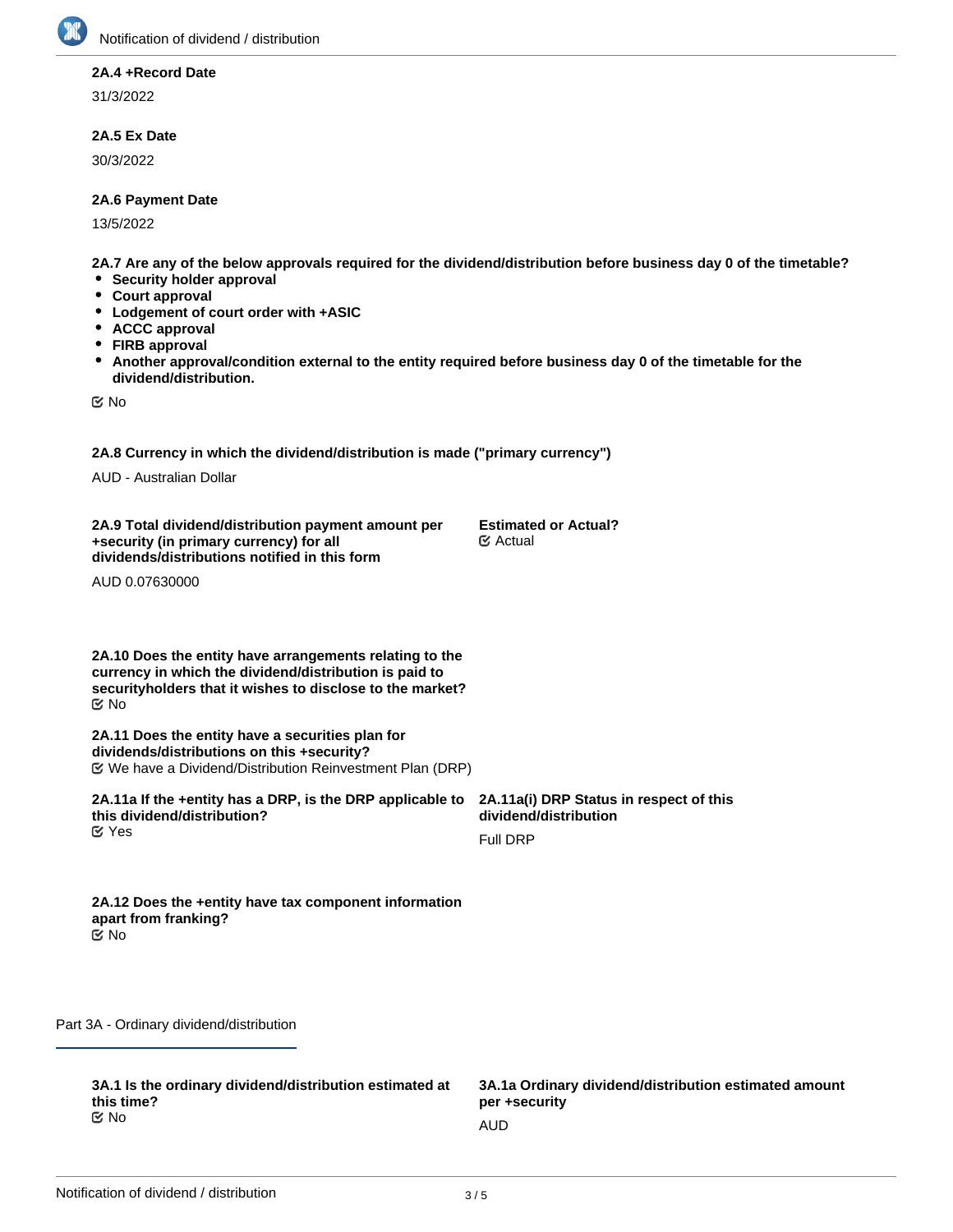**2A.4 +Record Date**

31/3/2022

**2A.5 Ex Date**

30/3/2022

**2A.6 Payment Date**

13/5/2022

**2A.7 Are any of the below approvals required for the dividend/distribution before business day 0 of the timetable?**

- **Security holder approval**
- **Court approval**
- **Lodgement of court order with +ASIC**
- **ACCC approval**
- **FIRB approval**
- **Another approval/condition external to the entity required before business day 0 of the timetable for the dividend/distribution.**

No

**2A.8 Currency in which the dividend/distribution is made ("primary currency")**

AUD - Australian Dollar

**2A.9 Total dividend/distribution payment amount per +security (in primary currency) for all dividends/distributions notified in this form**

AUD 0.07630000

**Estimated or Actual?**

Actual

**2A.10 Does the entity have arrangements relating to the currency in which the dividend/distribution is paid to securityholders that it wishes to disclose to the market?**

No

**2A.11 Does the entity have a securities plan for dividends/distributions on this +security?**

We have a Dividend/Distribution Reinvestment Plan (DRP)

**2A.11a If the +entity has a DRP, is the DRP applicable to this dividend/distribution?**

Yes

**2A.11a(i) DRP Status in respect of this dividend/distribution**

Full DRP

**2A.12 Does the +entity have tax component information apart from franking?**

No

## Part 3A - Ordinary dividend/distribution

**3A.1 Is the ordinary dividend/distribution estimated at this time?**

No

**3A.1a Ordinary dividend/distribution estimated amount per +security**

AUD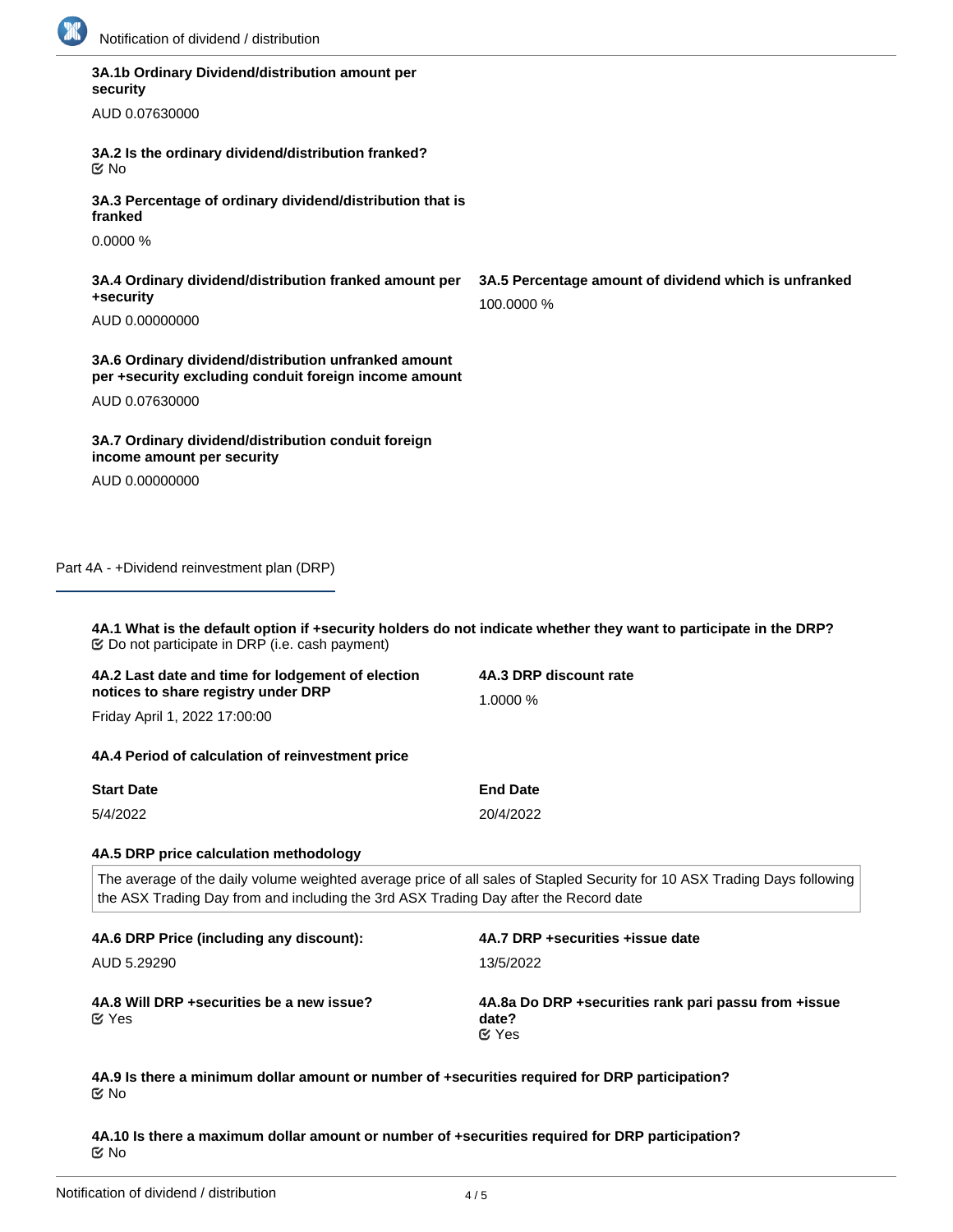**3A.1b Ordinary Dividend/distribution amount per security**

AUD 0.07630000

**3A.2 Is the ordinary dividend/distribution franked?**

☑ No

**3A.3 Percentage of ordinary dividend/distribution that is franked**

0.0000 %

**3A.4 Ordinary dividend/distribution franked amount per +security**

AUD 0.00000000

**3A.5 Percentage amount of dividend which is unfranked**

100.0000 %

**3A.6 Ordinary dividend/distribution unfranked amount per +security excluding conduit foreign income amount**

AUD 0.07630000

**3A.7 Ordinary dividend/distribution conduit foreign income amount per security**

AUD 0.00000000

## Part 4A - +Dividend reinvestment plan (DRP)

**4A.1 What is the default option if +security holders do not indicate whether they want to participate in the DRP?**

☑ Do not participate in DRP (i.e. cash payment)

**4A.2 Last date and time for lodgement of election notices to share registry under DRP**

Friday April 1, 2022 17:00:00

**4A.3 DRP discount rate**

1.0000 %

**4A.4 Period of calculation of reinvestment price**

| Start Date | End Date |
|---|---|
| 5/4/2022 | 20/4/2022 |

**4A.5 DRP price calculation methodology**

The average of the daily volume weighted average price of all sales of Stapled Security for 10 ASX Trading Days following the ASX Trading Day from and including the 3rd ASX Trading Day after the Record date

**4A.6 DRP Price (including any discount):**

AUD 5.29290

**4A.7 DRP +securities +issue date**

13/5/2022

**4A.8 Will DRP +securities be a new issue?**

☑ Yes

**4A.8a Do DRP +securities rank pari passu from +issue date?**

☑ Yes

**4A.9 Is there a minimum dollar amount or number of +securities required for DRP participation?**

☑ No

**4A.10 Is there a maximum dollar amount or number of +securities required for DRP participation?**

☑ No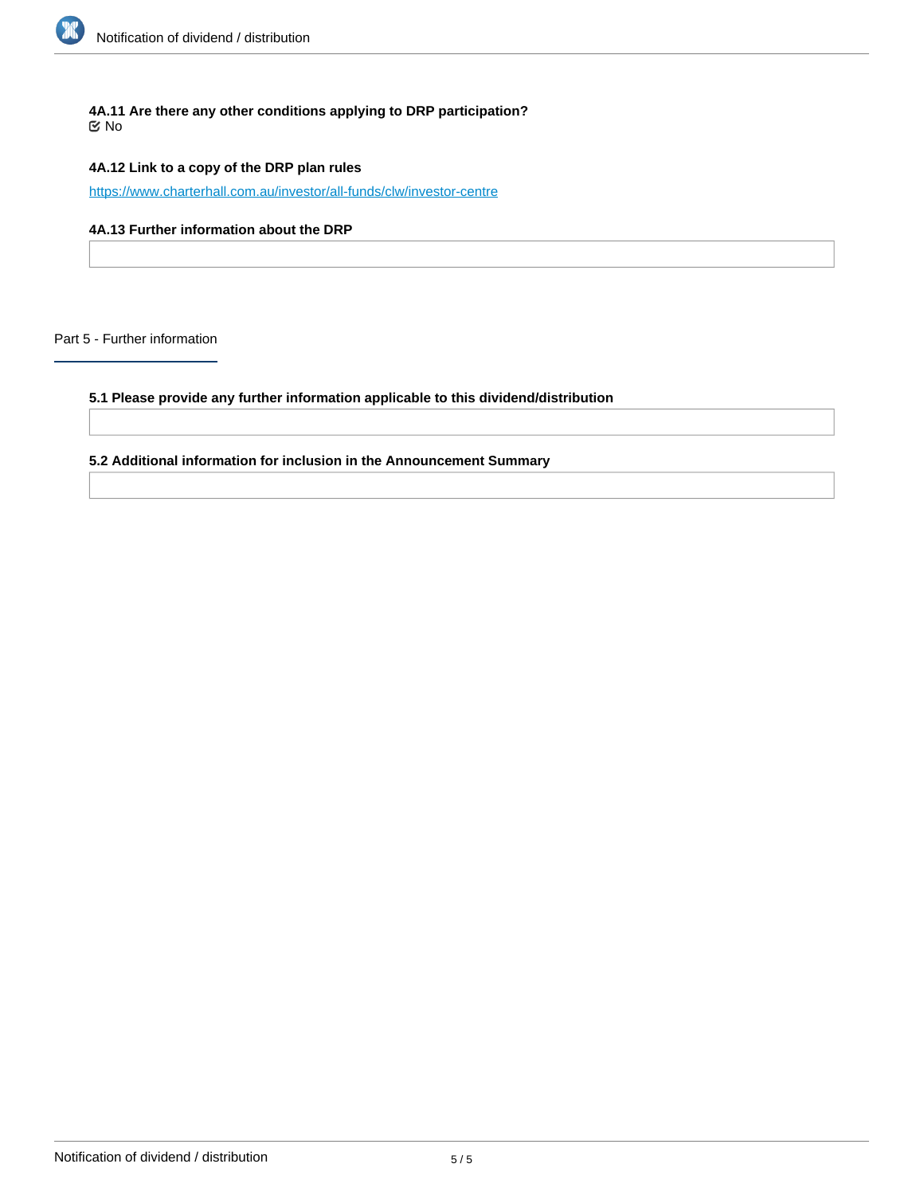**4A.11 Are there any other conditions applying to DRP participation?**
☑ No

**4A.12 Link to a copy of the DRP plan rules**

https://www.charterhall.com.au/investor/all-funds/clw/investor-centre

**4A.13 Further information about the DRP**

## Part 5 - Further information

**5.1 Please provide any further information applicable to this dividend/distribution**

**5.2 Additional information for inclusion in the Announcement Summary**